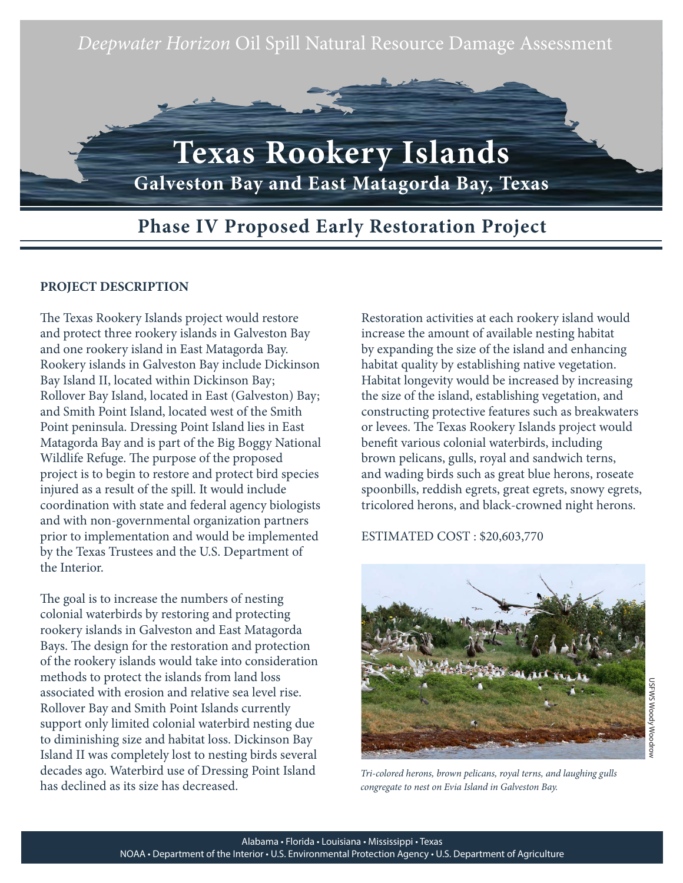*Deepwater Horizon* Oil Spill Natural Resource Damage Assessment

# Texas Rookery Islands

## Galveston Bay and East Matagorda Bay, Texas

## Phase IV Proposed Early Restoration Project

### PROJECT DESCRIPTION

The Texas Rookery Islands project would restore and protect three rookery islands in Galveston Bay and one rookery island in East Matagorda Bay. Rookery islands in Galveston Bay include Dickinson Bay Island II, located within Dickinson Bay; Rollover Bay Island, located in East (Galveston) Bay; and Smith Point Island, located west of the Smith Point peninsula. Dressing Point Island lies in East Matagorda Bay and is part of the Big Boggy National Wildlife Refuge. The purpose of the proposed project is to begin to restore and protect bird species injured as a result of the spill. It would include coordination with state and federal agency biologists and with non-governmental organization partners prior to implementation and would be implemented by the Texas Trustees and the U.S. Department of the Interior.

The goal is to increase the numbers of nesting colonial waterbirds by restoring and protecting rookery islands in Galveston and East Matagorda Bays. The design for the restoration and protection of the rookery islands would take into consideration methods to protect the islands from land loss associated with erosion and relative sea level rise. Rollover Bay and Smith Point Islands currently support only limited colonial waterbird nesting due to diminishing size and habitat loss. Dickinson Bay Island II was completely lost to nesting birds several decades ago. Waterbird use of Dressing Point Island has declined as its size has decreased.

Restoration activities at each rookery island would increase the amount of available nesting habitat by expanding the size of the island and enhancing habitat quality by establishing native vegetation. Habitat longevity would be increased by increasing the size of the island, establishing vegetation, and constructing protective features such as breakwaters or levees. The Texas Rookery Islands project would benefit various colonial waterbirds, including brown pelicans, gulls, royal and sandwich terns, and wading birds such as great blue herons, roseate spoonbills, reddish egrets, great egrets, snowy egrets, tricolored herons, and black-crowned night herons.

ESTIMATED COST : $20,603,770

USFWS Woody Woodrow

*Tri-colored herons, brown pelicans, royal terns, and laughing gulls congregate to nest on Evia Island in Galveston Bay.*

Alabama • Florida • Louisiana • Mississippi • Texas
NOAA • Department of the Interior • U.S. Environmental Protection Agency • U.S. Department of Agriculture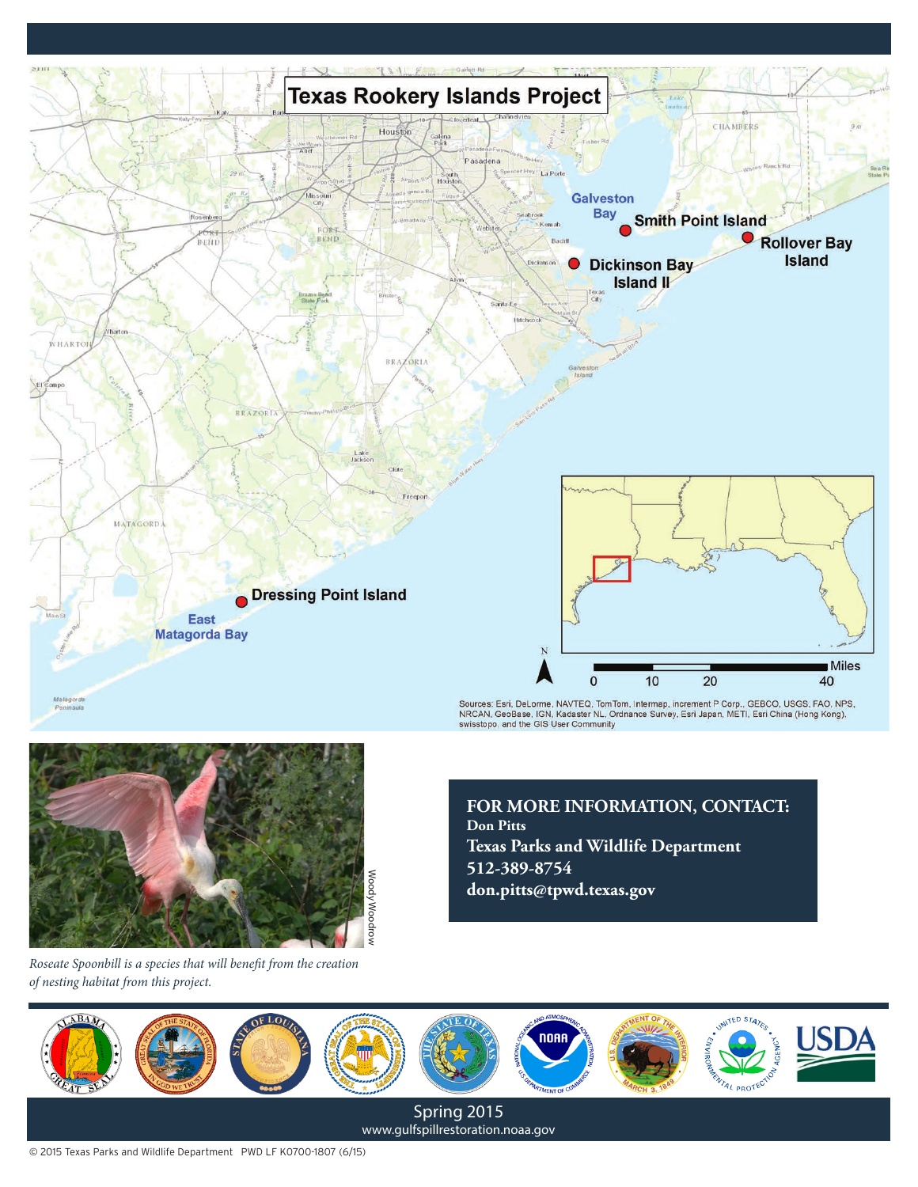## Texas Rookery Islands Project

Galveston Bay

Smith Point Island

Rollover Bay Island

Dickinson Bay Island II

Dressing Point Island

East Matagorda Bay

Miles

0 10 20 40

Sources: Esri, DeLorme, NAVTEQ, TomTom, Intermap, increment P Corp., GEBCO, USGS, FAO, NPS, NRCAN, GeoBase, IGN, Kadaster NL, Ordnance Survey, Esri Japan, METI, Esri China (Hong Kong), swisstopo, and the GIS User Community

Woody Woodrow

*Roseate Spoonbill is a species that will benefit from the creation of nesting habitat from this project.*

**FOR MORE INFORMATION, CONTACT:**
**Don Pitts**
**Texas Parks and Wildlife Department**
**512-389-8754**
**don.pitts@tpwd.texas.gov**

Spring 2015
www.gulfspillrestoration.noaa.gov

© 2015 Texas Parks and Wildlife Department PWD LF K0700-1807 (6/15)